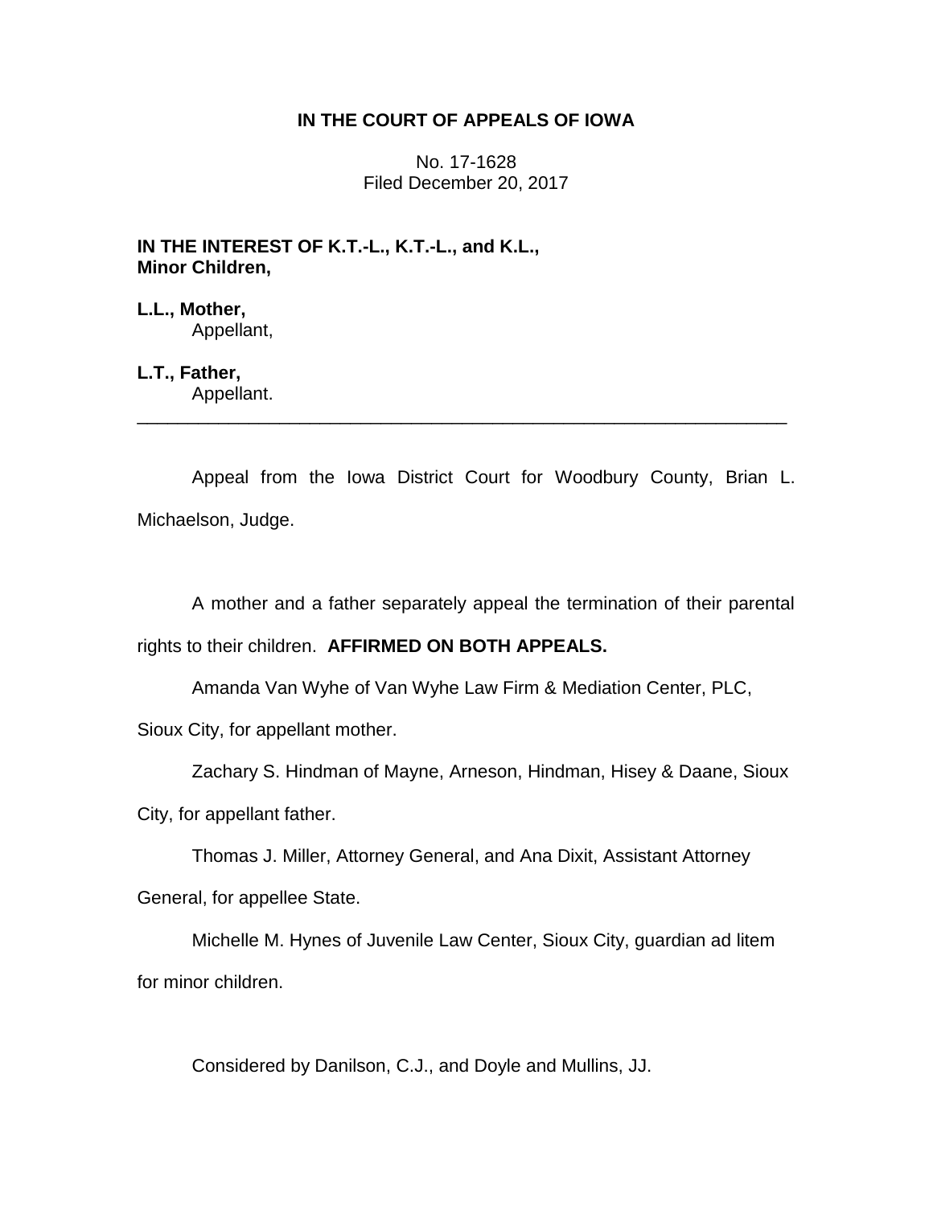**IN THE COURT OF APPEALS OF IOWA**

No. 17-1628
Filed December 20, 2017

**IN THE INTEREST OF K.T.-L., K.T.-L., and K.L., Minor Children,**

**L.L., Mother,**
Appellant,

**L.T., Father,**
Appellant.

---

Appeal from the Iowa District Court for Woodbury County, Brian L. Michaelson, Judge.

A mother and a father separately appeal the termination of their parental rights to their children. **AFFIRMED ON BOTH APPEALS.**

Amanda Van Wyhe of Van Wyhe Law Firm & Mediation Center, PLC, Sioux City, for appellant mother.

Zachary S. Hindman of Mayne, Arneson, Hindman, Hisey & Daane, Sioux City, for appellant father.

Thomas J. Miller, Attorney General, and Ana Dixit, Assistant Attorney General, for appellee State.

Michelle M. Hynes of Juvenile Law Center, Sioux City, guardian ad litem for minor children.

Considered by Danilson, C.J., and Doyle and Mullins, JJ.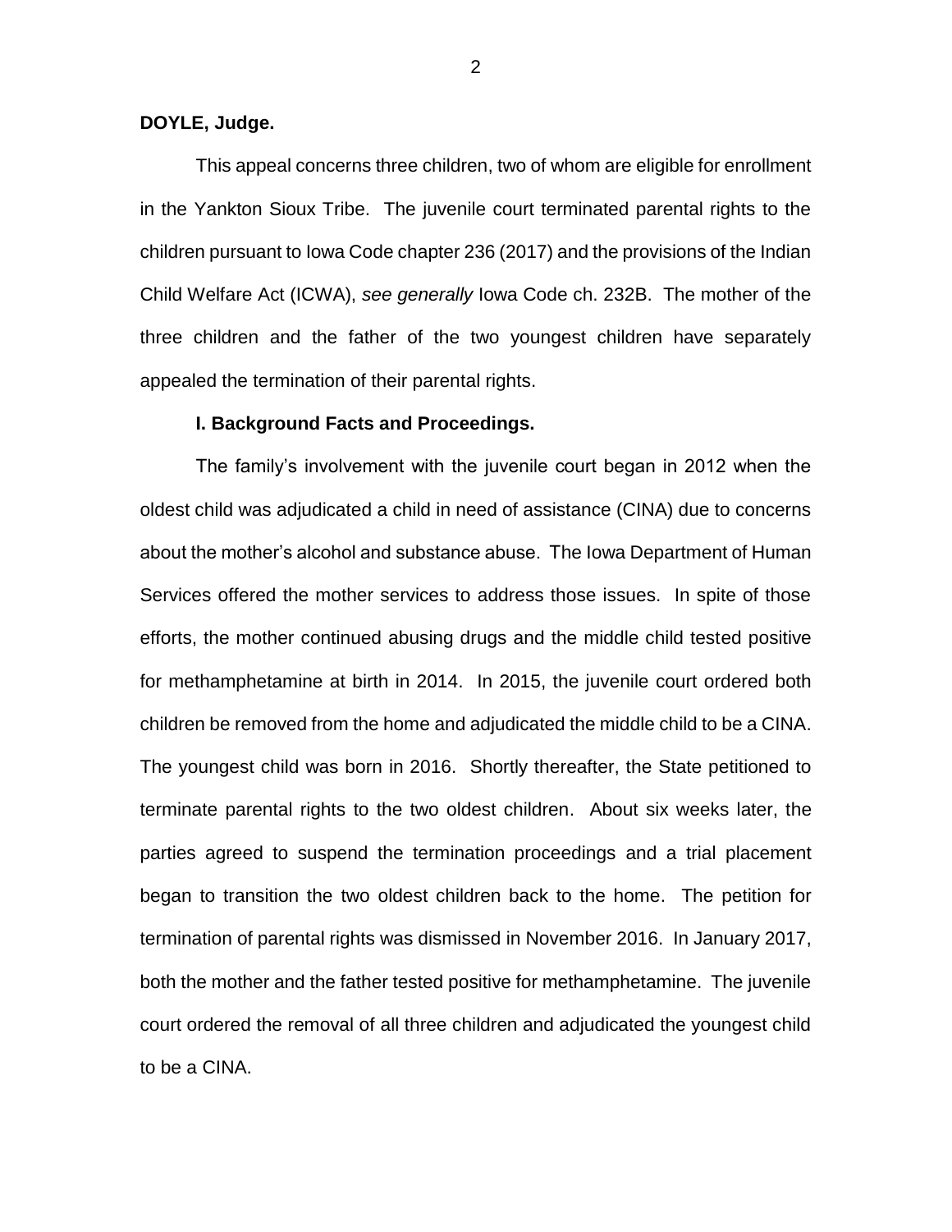**DOYLE, Judge.**

This appeal concerns three children, two of whom are eligible for enrollment in the Yankton Sioux Tribe. The juvenile court terminated parental rights to the children pursuant to Iowa Code chapter 236 (2017) and the provisions of the Indian Child Welfare Act (ICWA), *see generally* Iowa Code ch. 232B. The mother of the three children and the father of the two youngest children have separately appealed the termination of their parental rights.

**I. Background Facts and Proceedings.**

The family's involvement with the juvenile court began in 2012 when the oldest child was adjudicated a child in need of assistance (CINA) due to concerns about the mother's alcohol and substance abuse. The Iowa Department of Human Services offered the mother services to address those issues. In spite of those efforts, the mother continued abusing drugs and the middle child tested positive for methamphetamine at birth in 2014. In 2015, the juvenile court ordered both children be removed from the home and adjudicated the middle child to be a CINA. The youngest child was born in 2016. Shortly thereafter, the State petitioned to terminate parental rights to the two oldest children. About six weeks later, the parties agreed to suspend the termination proceedings and a trial placement began to transition the two oldest children back to the home. The petition for termination of parental rights was dismissed in November 2016. In January 2017, both the mother and the father tested positive for methamphetamine. The juvenile court ordered the removal of all three children and adjudicated the youngest child to be a CINA.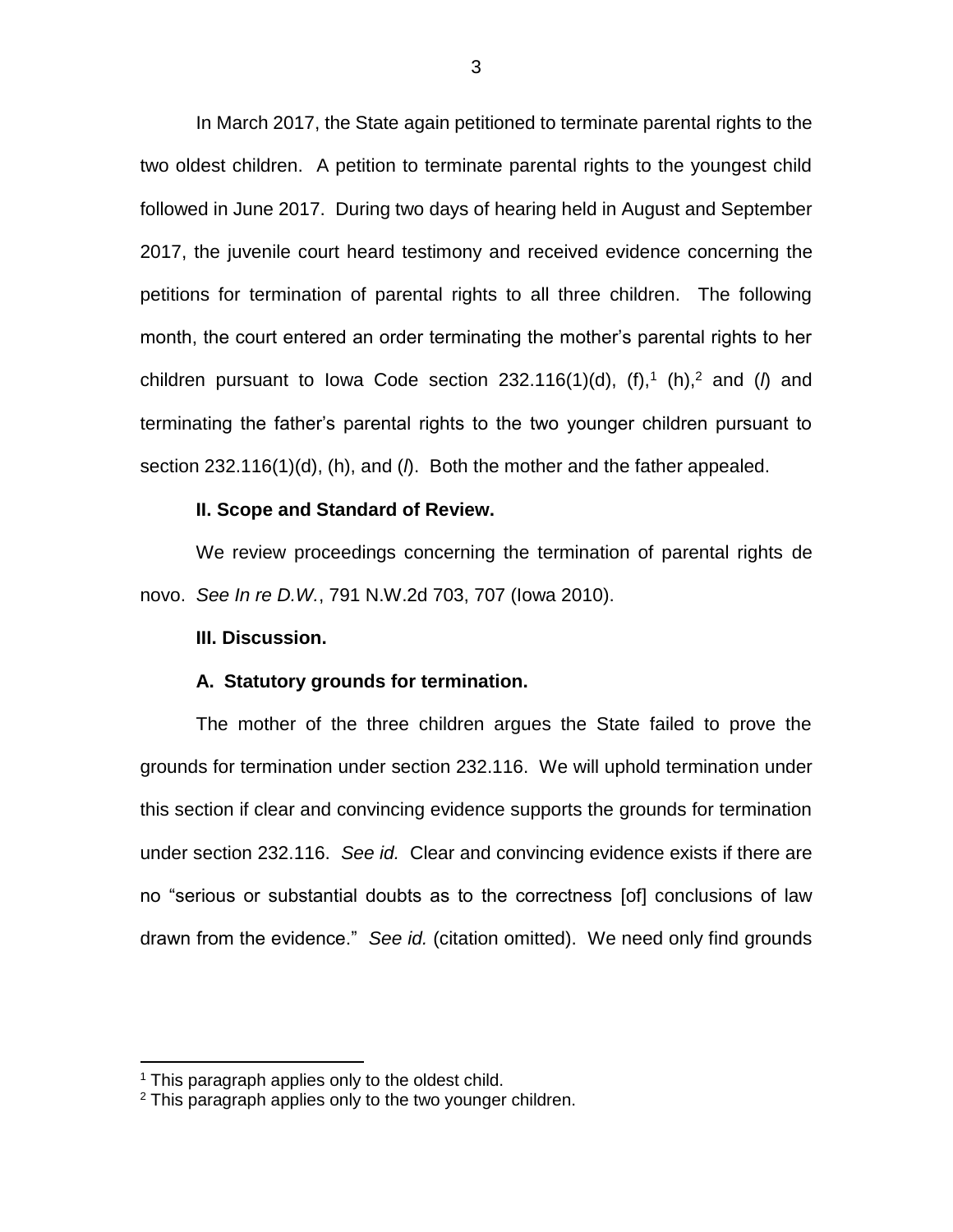In March 2017, the State again petitioned to terminate parental rights to the two oldest children. A petition to terminate parental rights to the youngest child followed in June 2017. During two days of hearing held in August and September 2017, the juvenile court heard testimony and received evidence concerning the petitions for termination of parental rights to all three children. The following month, the court entered an order terminating the mother's parental rights to her children pursuant to Iowa Code section 232.116(1)(d), (f),[1] (h),[2] and (*l*) and terminating the father's parental rights to the two younger children pursuant to section 232.116(1)(d), (h), and (*l*). Both the mother and the father appealed.

**II. Scope and Standard of Review.**

We review proceedings concerning the termination of parental rights de novo. *See In re D.W.*, 791 N.W.2d 703, 707 (Iowa 2010).

**III. Discussion.**

**A. Statutory grounds for termination.**

The mother of the three children argues the State failed to prove the grounds for termination under section 232.116. We will uphold termination under this section if clear and convincing evidence supports the grounds for termination under section 232.116. *See id.* Clear and convincing evidence exists if there are no "serious or substantial doubts as to the correctness [of] conclusions of law drawn from the evidence." *See id.* (citation omitted). We need only find grounds

---

[1] This paragraph applies only to the oldest child.

[2] This paragraph applies only to the two younger children.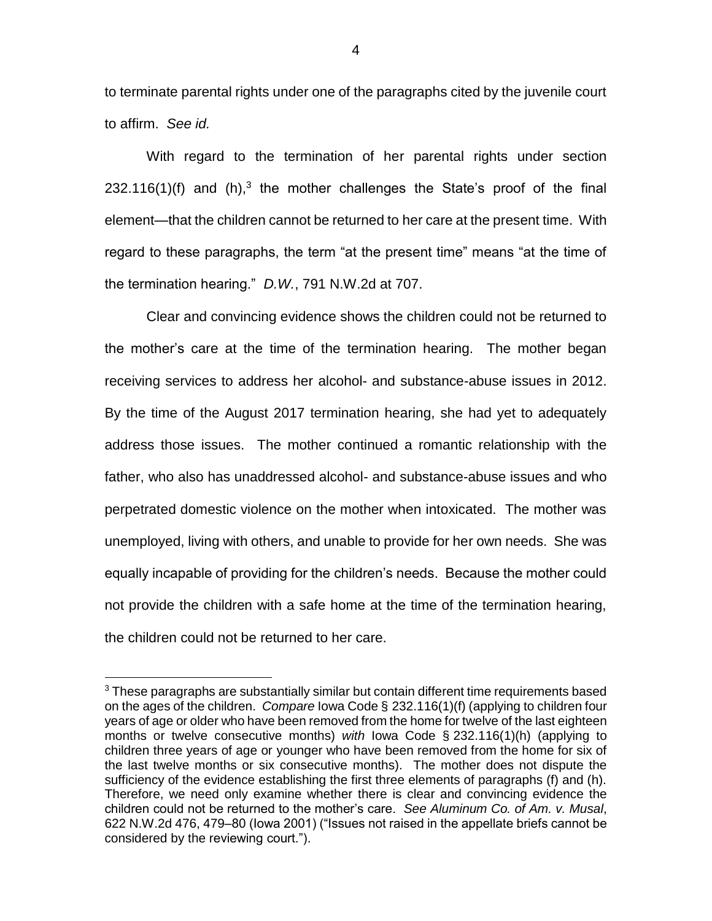to terminate parental rights under one of the paragraphs cited by the juvenile court to affirm. *See id.*

With regard to the termination of her parental rights under section 232.116(1)(f) and (h),[3] the mother challenges the State's proof of the final element—that the children cannot be returned to her care at the present time. With regard to these paragraphs, the term "at the present time" means "at the time of the termination hearing." *D.W.*, 791 N.W.2d at 707.

Clear and convincing evidence shows the children could not be returned to the mother's care at the time of the termination hearing. The mother began receiving services to address her alcohol- and substance-abuse issues in 2012. By the time of the August 2017 termination hearing, she had yet to adequately address those issues. The mother continued a romantic relationship with the father, who also has unaddressed alcohol- and substance-abuse issues and who perpetrated domestic violence on the mother when intoxicated. The mother was unemployed, living with others, and unable to provide for her own needs. She was equally incapable of providing for the children's needs. Because the mother could not provide the children with a safe home at the time of the termination hearing, the children could not be returned to her care.

---

[3] These paragraphs are substantially similar but contain different time requirements based on the ages of the children. *Compare* Iowa Code § 232.116(1)(f) (applying to children four years of age or older who have been removed from the home for twelve of the last eighteen months or twelve consecutive months) *with* Iowa Code § 232.116(1)(h) (applying to children three years of age or younger who have been removed from the home for six of the last twelve months or six consecutive months). The mother does not dispute the sufficiency of the evidence establishing the first three elements of paragraphs (f) and (h). Therefore, we need only examine whether there is clear and convincing evidence the children could not be returned to the mother's care. *See Aluminum Co. of Am. v. Musal*, 622 N.W.2d 476, 479–80 (Iowa 2001) ("Issues not raised in the appellate briefs cannot be considered by the reviewing court.").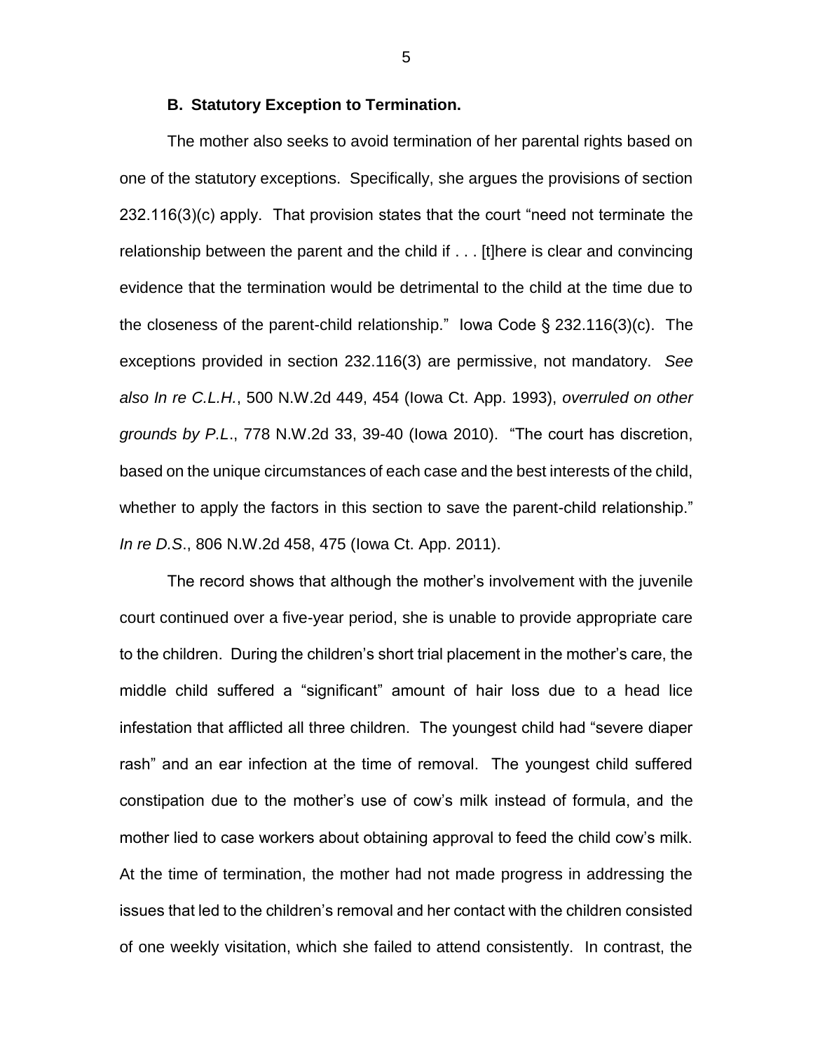### B. Statutory Exception to Termination.

The mother also seeks to avoid termination of her parental rights based on one of the statutory exceptions. Specifically, she argues the provisions of section 232.116(3)(c) apply. That provision states that the court "need not terminate the relationship between the parent and the child if . . . [t]here is clear and convincing evidence that the termination would be detrimental to the child at the time due to the closeness of the parent-child relationship." Iowa Code § 232.116(3)(c). The exceptions provided in section 232.116(3) are permissive, not mandatory. *See also In re C.L.H.*, 500 N.W.2d 449, 454 (Iowa Ct. App. 1993), *overruled on other grounds by P.L.*, 778 N.W.2d 33, 39-40 (Iowa 2010). "The court has discretion, based on the unique circumstances of each case and the best interests of the child, whether to apply the factors in this section to save the parent-child relationship." *In re D.S.*, 806 N.W.2d 458, 475 (Iowa Ct. App. 2011).

The record shows that although the mother's involvement with the juvenile court continued over a five-year period, she is unable to provide appropriate care to the children. During the children's short trial placement in the mother's care, the middle child suffered a "significant" amount of hair loss due to a head lice infestation that afflicted all three children. The youngest child had "severe diaper rash" and an ear infection at the time of removal. The youngest child suffered constipation due to the mother's use of cow's milk instead of formula, and the mother lied to case workers about obtaining approval to feed the child cow's milk. At the time of termination, the mother had not made progress in addressing the issues that led to the children's removal and her contact with the children consisted of one weekly visitation, which she failed to attend consistently. In contrast, the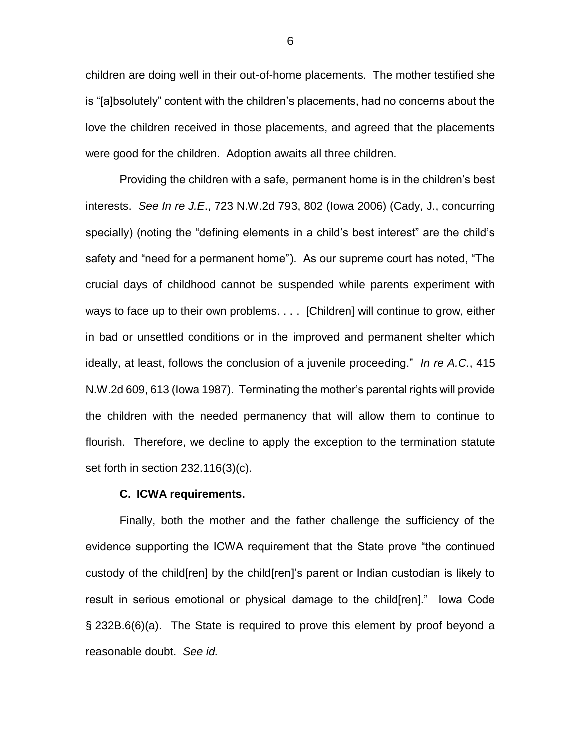children are doing well in their out-of-home placements. The mother testified she is "[a]bsolutely" content with the children's placements, had no concerns about the love the children received in those placements, and agreed that the placements were good for the children. Adoption awaits all three children.

Providing the children with a safe, permanent home is in the children's best interests. *See In re J.E.*, 723 N.W.2d 793, 802 (Iowa 2006) (Cady, J., concurring specially) (noting the "defining elements in a child's best interest" are the child's safety and "need for a permanent home"). As our supreme court has noted, "The crucial days of childhood cannot be suspended while parents experiment with ways to face up to their own problems. . . . [Children] will continue to grow, either in bad or unsettled conditions or in the improved and permanent shelter which ideally, at least, follows the conclusion of a juvenile proceeding." *In re A.C.*, 415 N.W.2d 609, 613 (Iowa 1987). Terminating the mother's parental rights will provide the children with the needed permanency that will allow them to continue to flourish. Therefore, we decline to apply the exception to the termination statute set forth in section 232.116(3)(c).

### C. ICWA requirements.

Finally, both the mother and the father challenge the sufficiency of the evidence supporting the ICWA requirement that the State prove "the continued custody of the child[ren] by the child[ren]'s parent or Indian custodian is likely to result in serious emotional or physical damage to the child[ren]." Iowa Code § 232B.6(6)(a). The State is required to prove this element by proof beyond a reasonable doubt. *See id.*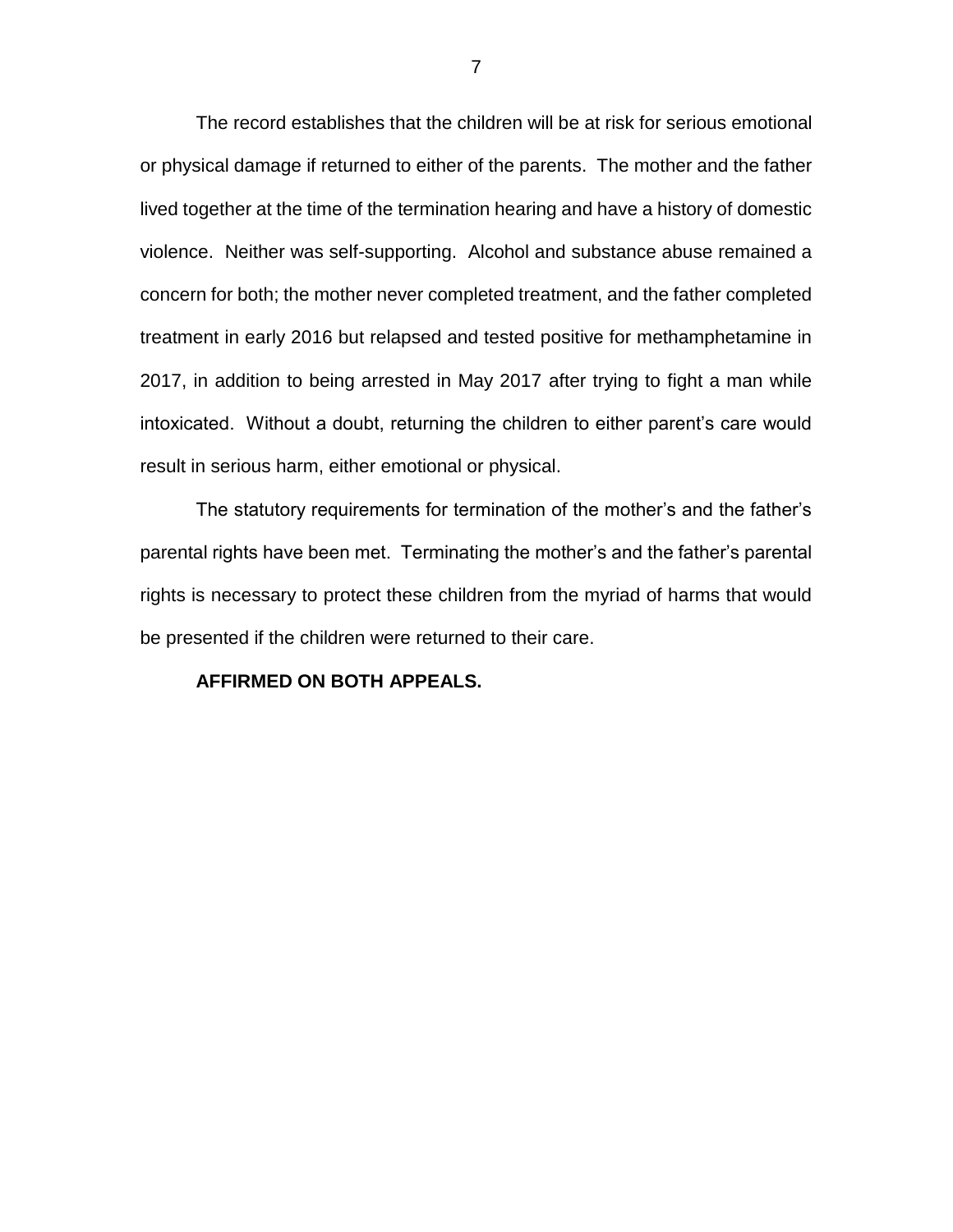The record establishes that the children will be at risk for serious emotional or physical damage if returned to either of the parents. The mother and the father lived together at the time of the termination hearing and have a history of domestic violence. Neither was self-supporting. Alcohol and substance abuse remained a concern for both; the mother never completed treatment, and the father completed treatment in early 2016 but relapsed and tested positive for methamphetamine in 2017, in addition to being arrested in May 2017 after trying to fight a man while intoxicated. Without a doubt, returning the children to either parent's care would result in serious harm, either emotional or physical.

The statutory requirements for termination of the mother's and the father's parental rights have been met. Terminating the mother's and the father's parental rights is necessary to protect these children from the myriad of harms that would be presented if the children were returned to their care.

**AFFIRMED ON BOTH APPEALS.**